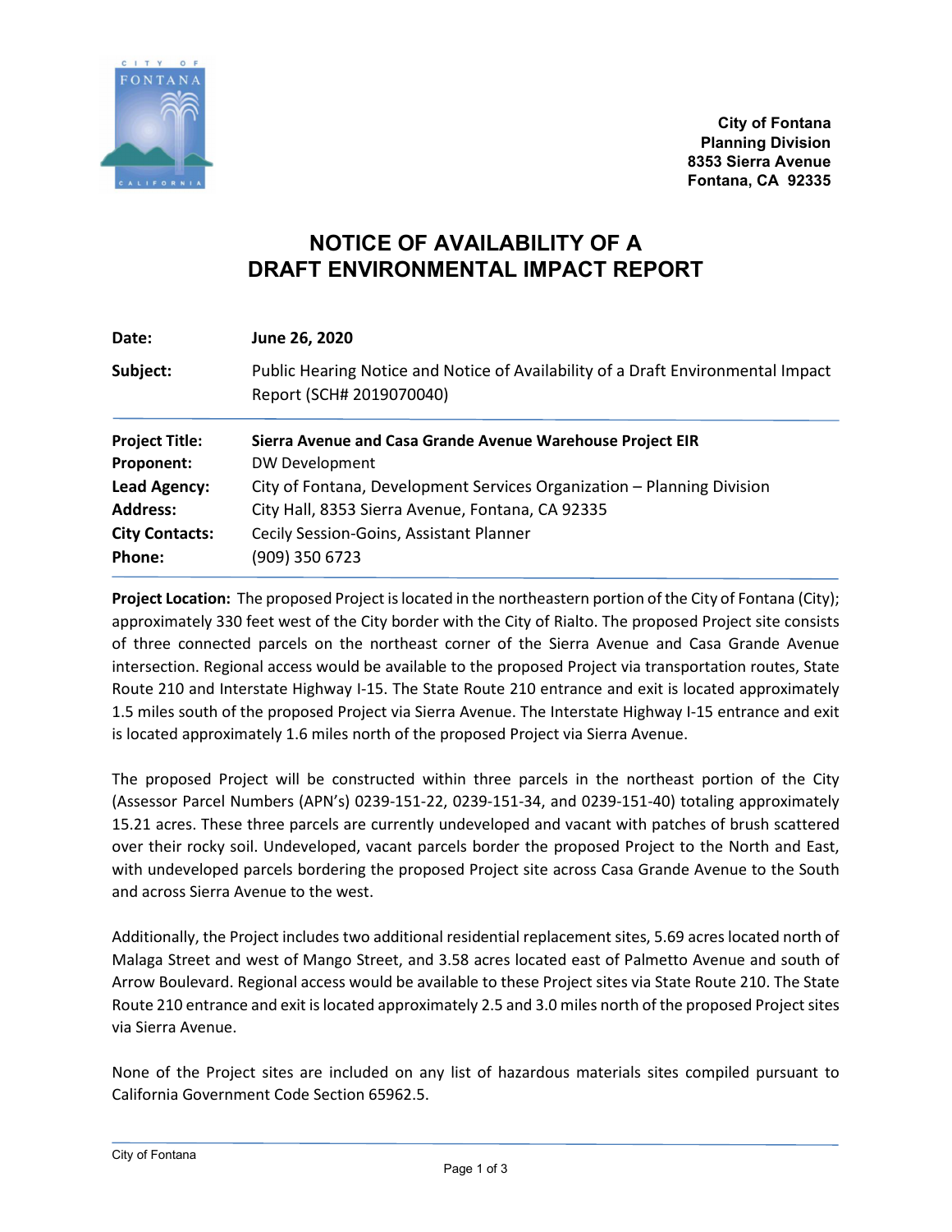City of Fontana
Planning Division
8353 Sierra Avenue
Fontana, CA 92335

# NOTICE OF AVAILABILITY OF A DRAFT ENVIRONMENTAL IMPACT REPORT

| | |
|---|---|
| **Date:** | **June 26, 2020** |
| **Subject:** | Public Hearing Notice and Notice of Availability of a Draft Environmental Impact Report (SCH# 2019070040) |

| | |
|---|---|
| **Project Title:** | **Sierra Avenue and Casa Grande Avenue Warehouse Project EIR** |
| **Proponent:** | DW Development |
| **Lead Agency:** | City of Fontana, Development Services Organization – Planning Division |
| **Address:** | City Hall, 8353 Sierra Avenue, Fontana, CA 92335 |
| **City Contacts:** | Cecily Session-Goins, Assistant Planner |
| **Phone:** | (909) 350 6723 |

**Project Location:** The proposed Project is located in the northeastern portion of the City of Fontana (City); approximately 330 feet west of the City border with the City of Rialto. The proposed Project site consists of three connected parcels on the northeast corner of the Sierra Avenue and Casa Grande Avenue intersection. Regional access would be available to the proposed Project via transportation routes, State Route 210 and Interstate Highway I-15. The State Route 210 entrance and exit is located approximately 1.5 miles south of the proposed Project via Sierra Avenue. The Interstate Highway I-15 entrance and exit is located approximately 1.6 miles north of the proposed Project via Sierra Avenue.

The proposed Project will be constructed within three parcels in the northeast portion of the City (Assessor Parcel Numbers (APN's) 0239-151-22, 0239-151-34, and 0239-151-40) totaling approximately 15.21 acres. These three parcels are currently undeveloped and vacant with patches of brush scattered over their rocky soil. Undeveloped, vacant parcels border the proposed Project to the North and East, with undeveloped parcels bordering the proposed Project site across Casa Grande Avenue to the South and across Sierra Avenue to the west.

Additionally, the Project includes two additional residential replacement sites, 5.69 acres located north of Malaga Street and west of Mango Street, and 3.58 acres located east of Palmetto Avenue and south of Arrow Boulevard. Regional access would be available to these Project sites via State Route 210. The State Route 210 entrance and exit is located approximately 2.5 and 3.0 miles north of the proposed Project sites via Sierra Avenue.

None of the Project sites are included on any list of hazardous materials sites compiled pursuant to California Government Code Section 65962.5.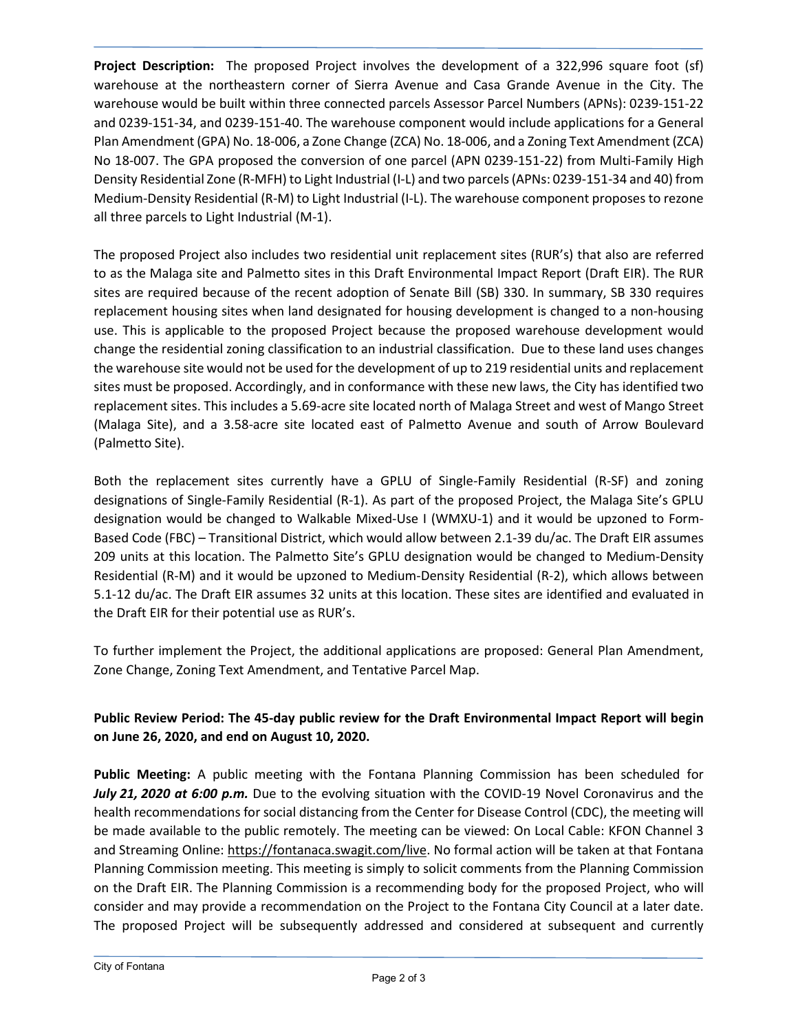**Project Description:** The proposed Project involves the development of a 322,996 square foot (sf) warehouse at the northeastern corner of Sierra Avenue and Casa Grande Avenue in the City. The warehouse would be built within three connected parcels Assessor Parcel Numbers (APNs): 0239-151-22 and 0239-151-34, and 0239-151-40. The warehouse component would include applications for a General Plan Amendment (GPA) No. 18-006, a Zone Change (ZCA) No. 18-006, and a Zoning Text Amendment (ZCA) No 18-007. The GPA proposed the conversion of one parcel (APN 0239-151-22) from Multi-Family High Density Residential Zone (R-MFH) to Light Industrial (I-L) and two parcels (APNs: 0239-151-34 and 40) from Medium-Density Residential (R-M) to Light Industrial (I-L). The warehouse component proposes to rezone all three parcels to Light Industrial (M-1).

The proposed Project also includes two residential unit replacement sites (RUR's) that also are referred to as the Malaga site and Palmetto sites in this Draft Environmental Impact Report (Draft EIR). The RUR sites are required because of the recent adoption of Senate Bill (SB) 330. In summary, SB 330 requires replacement housing sites when land designated for housing development is changed to a non-housing use. This is applicable to the proposed Project because the proposed warehouse development would change the residential zoning classification to an industrial classification. Due to these land uses changes the warehouse site would not be used for the development of up to 219 residential units and replacement sites must be proposed. Accordingly, and in conformance with these new laws, the City has identified two replacement sites. This includes a 5.69-acre site located north of Malaga Street and west of Mango Street (Malaga Site), and a 3.58-acre site located east of Palmetto Avenue and south of Arrow Boulevard (Palmetto Site).

Both the replacement sites currently have a GPLU of Single-Family Residential (R-SF) and zoning designations of Single-Family Residential (R-1). As part of the proposed Project, the Malaga Site's GPLU designation would be changed to Walkable Mixed-Use I (WMXU-1) and it would be upzoned to Form-Based Code (FBC) – Transitional District, which would allow between 2.1-39 du/ac. The Draft EIR assumes 209 units at this location. The Palmetto Site's GPLU designation would be changed to Medium-Density Residential (R-M) and it would be upzoned to Medium-Density Residential (R-2), which allows between 5.1-12 du/ac. The Draft EIR assumes 32 units at this location. These sites are identified and evaluated in the Draft EIR for their potential use as RUR's.

To further implement the Project, the additional applications are proposed: General Plan Amendment, Zone Change, Zoning Text Amendment, and Tentative Parcel Map.

**Public Review Period: The 45-day public review for the Draft Environmental Impact Report will begin on June 26, 2020, and end on August 10, 2020.**

**Public Meeting:** A public meeting with the Fontana Planning Commission has been scheduled for ***July 21, 2020 at 6:00 p.m.*** Due to the evolving situation with the COVID-19 Novel Coronavirus and the health recommendations for social distancing from the Center for Disease Control (CDC), the meeting will be made available to the public remotely. The meeting can be viewed: On Local Cable: KFON Channel 3 and Streaming Online: https://fontanaca.swagit.com/live. No formal action will be taken at that Fontana Planning Commission meeting. This meeting is simply to solicit comments from the Planning Commission on the Draft EIR. The Planning Commission is a recommending body for the proposed Project, who will consider and may provide a recommendation on the Project to the Fontana City Council at a later date. The proposed Project will be subsequently addressed and considered at subsequent and currently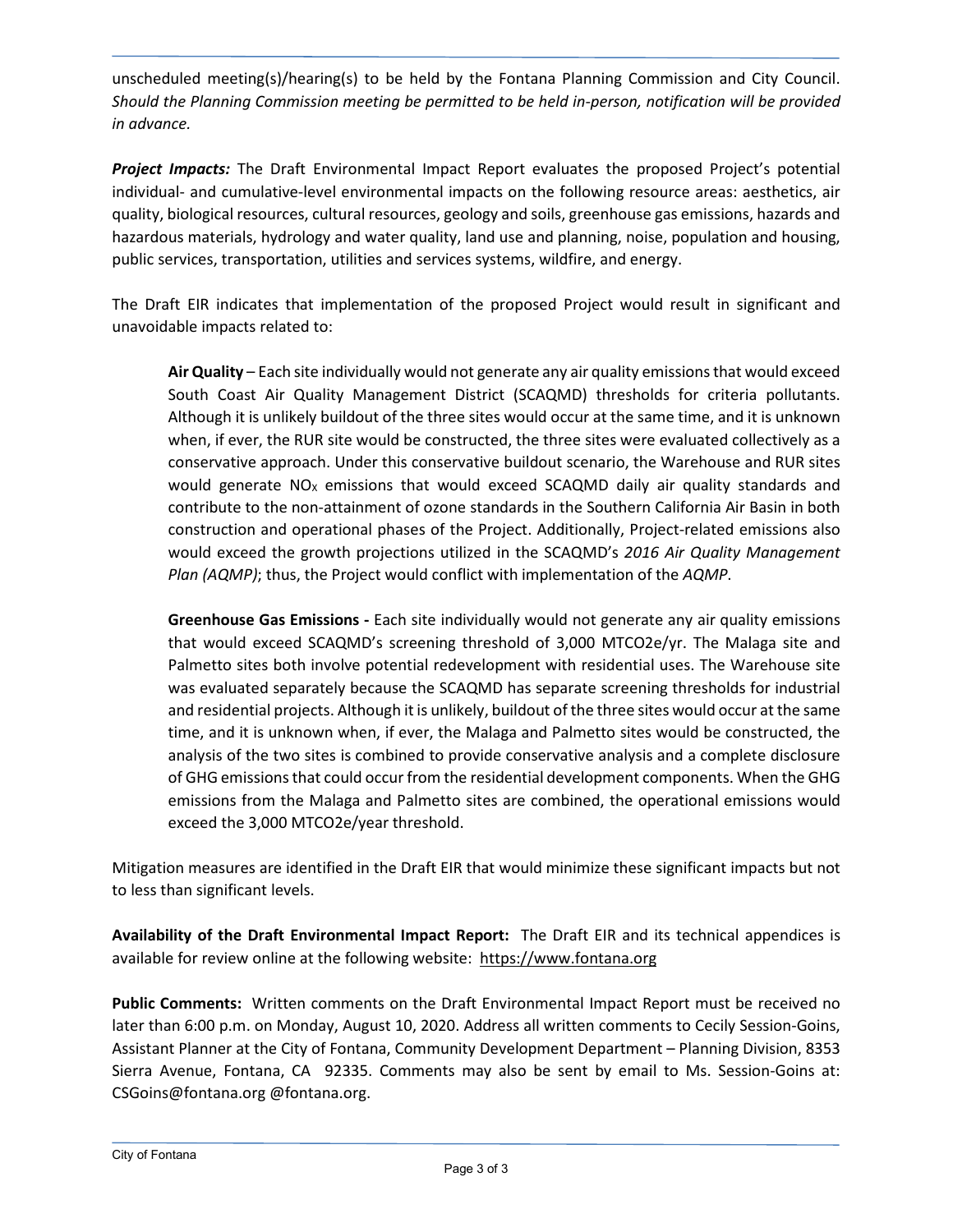unscheduled meeting(s)/hearing(s) to be held by the Fontana Planning Commission and City Council. *Should the Planning Commission meeting be permitted to be held in-person, notification will be provided in advance.*

***Project Impacts:*** The Draft Environmental Impact Report evaluates the proposed Project's potential individual- and cumulative-level environmental impacts on the following resource areas: aesthetics, air quality, biological resources, cultural resources, geology and soils, greenhouse gas emissions, hazards and hazardous materials, hydrology and water quality, land use and planning, noise, population and housing, public services, transportation, utilities and services systems, wildfire, and energy.

The Draft EIR indicates that implementation of the proposed Project would result in significant and unavoidable impacts related to:

> **Air Quality** – Each site individually would not generate any air quality emissions that would exceed South Coast Air Quality Management District (SCAQMD) thresholds for criteria pollutants. Although it is unlikely buildout of the three sites would occur at the same time, and it is unknown when, if ever, the RUR site would be constructed, the three sites were evaluated collectively as a conservative approach. Under this conservative buildout scenario, the Warehouse and RUR sites would generate $NO_X$ emissions that would exceed SCAQMD daily air quality standards and contribute to the non-attainment of ozone standards in the Southern California Air Basin in both construction and operational phases of the Project. Additionally, Project-related emissions also would exceed the growth projections utilized in the SCAQMD's *2016 Air Quality Management Plan (AQMP)*; thus, the Project would conflict with implementation of the *AQMP*.
>
> **Greenhouse Gas Emissions -** Each site individually would not generate any air quality emissions that would exceed SCAQMD's screening threshold of 3,000 MTCO2e/yr. The Malaga site and Palmetto sites both involve potential redevelopment with residential uses. The Warehouse site was evaluated separately because the SCAQMD has separate screening thresholds for industrial and residential projects. Although it is unlikely, buildout of the three sites would occur at the same time, and it is unknown when, if ever, the Malaga and Palmetto sites would be constructed, the analysis of the two sites is combined to provide conservative analysis and a complete disclosure of GHG emissions that could occur from the residential development components. When the GHG emissions from the Malaga and Palmetto sites are combined, the operational emissions would exceed the 3,000 MTCO2e/year threshold.

Mitigation measures are identified in the Draft EIR that would minimize these significant impacts but not to less than significant levels.

**Availability of the Draft Environmental Impact Report:** The Draft EIR and its technical appendices is available for review online at the following website: https://www.fontana.org

**Public Comments:** Written comments on the Draft Environmental Impact Report must be received no later than 6:00 p.m. on Monday, August 10, 2020. Address all written comments to Cecily Session-Goins, Assistant Planner at the City of Fontana, Community Development Department – Planning Division, 8353 Sierra Avenue, Fontana, CA 92335. Comments may also be sent by email to Ms. Session-Goins at: CSGoins@fontana.org @fontana.org.